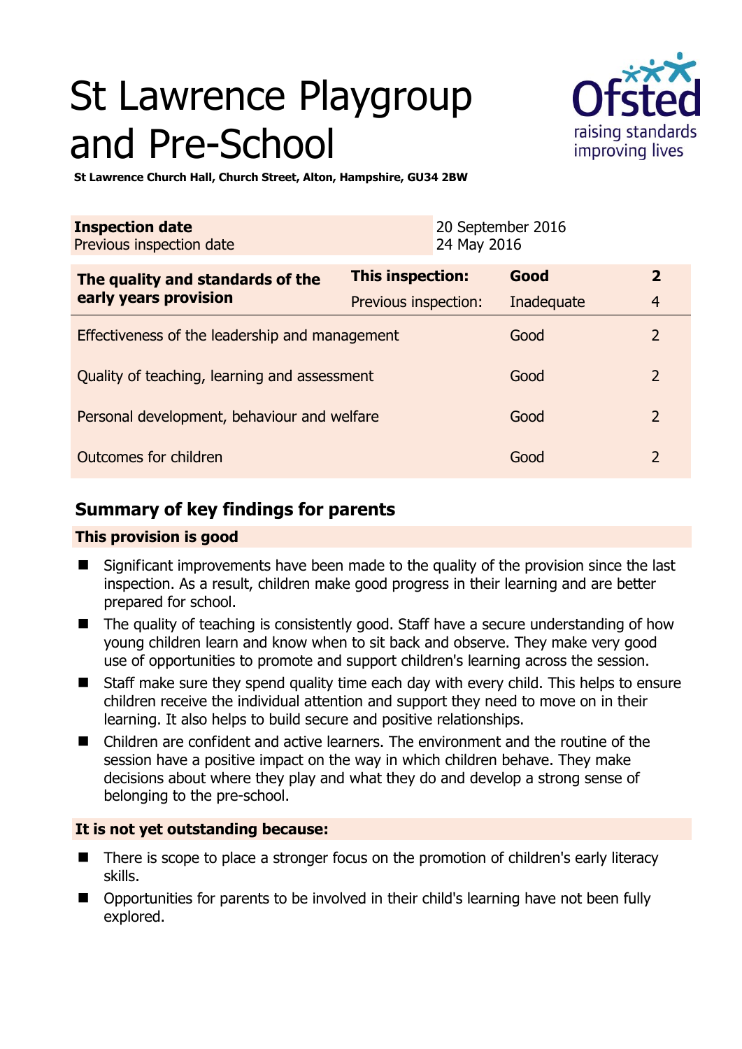# St Lawrence Playgroup and Pre-School

**St Lawrence Church Hall, Church Street, Alton, Hampshire, GU34 2BW**

| **Inspection date** | 20 September 2016 |
|---|---|
| Previous inspection date | 24 May 2016 |

| **The quality and standards of the early years provision** | **This inspection:** | **Good** | **2** |
|---|---|---|---|
| | Previous inspection: | Inadequate | 4 |
| Effectiveness of the leadership and management | | Good | 2 |
| Quality of teaching, learning and assessment | | Good | 2 |
| Personal development, behaviour and welfare | | Good | 2 |
| Outcomes for children | | Good | 2 |

## Summary of key findings for parents

### This provision is good

- Significant improvements have been made to the quality of the provision since the last inspection. As a result, children make good progress in their learning and are better prepared for school.
- The quality of teaching is consistently good. Staff have a secure understanding of how young children learn and know when to sit back and observe. They make very good use of opportunities to promote and support children's learning across the session.
- Staff make sure they spend quality time each day with every child. This helps to ensure children receive the individual attention and support they need to move on in their learning. It also helps to build secure and positive relationships.
- Children are confident and active learners. The environment and the routine of the session have a positive impact on the way in which children behave. They make decisions about where they play and what they do and develop a strong sense of belonging to the pre-school.

### It is not yet outstanding because:

- There is scope to place a stronger focus on the promotion of children's early literacy skills.
- Opportunities for parents to be involved in their child's learning have not been fully explored.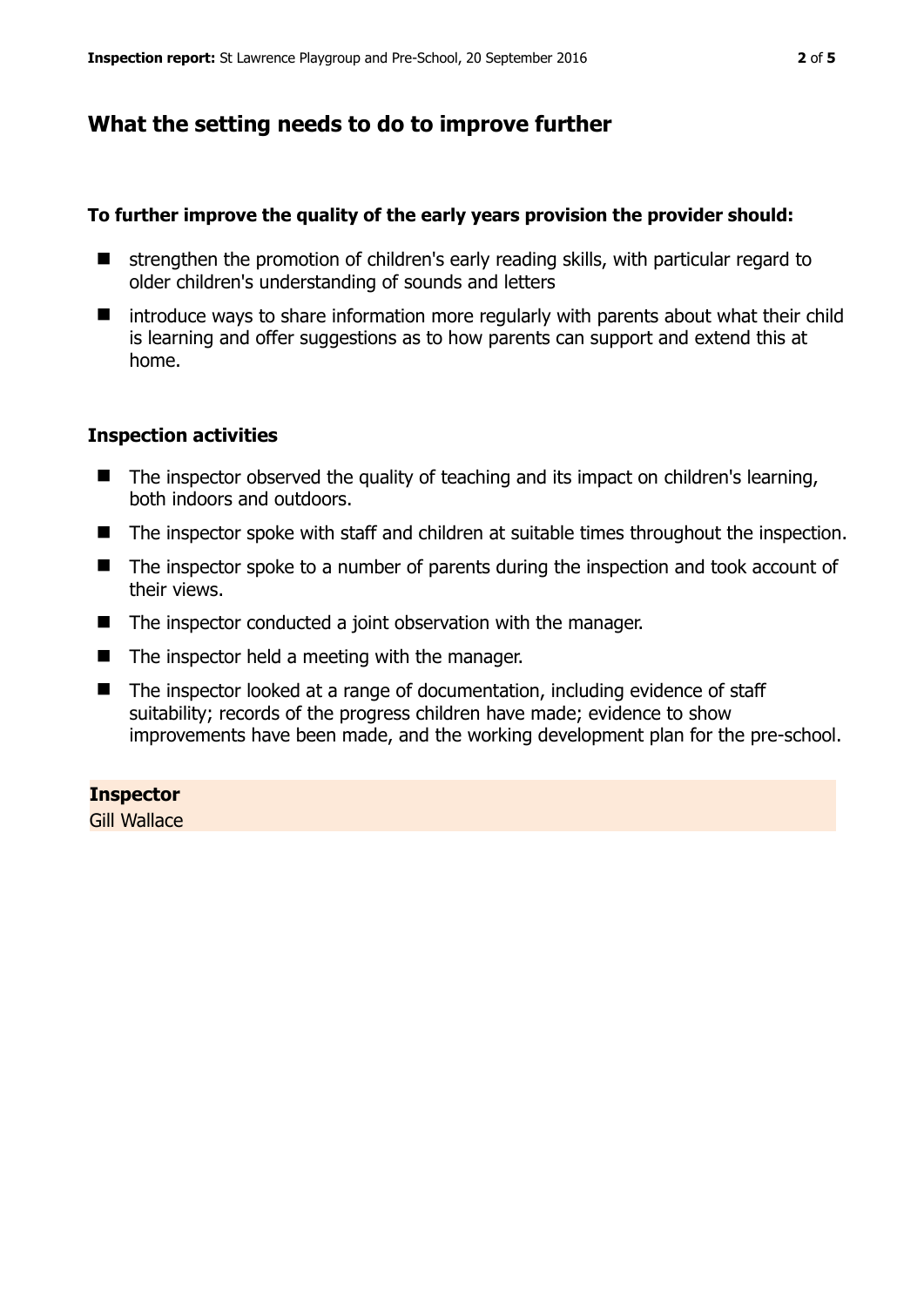## What the setting needs to do to improve further

**To further improve the quality of the early years provision the provider should:**

- strengthen the promotion of children's early reading skills, with particular regard to older children's understanding of sounds and letters
- introduce ways to share information more regularly with parents about what their child is learning and offer suggestions as to how parents can support and extend this at home.

### Inspection activities

- The inspector observed the quality of teaching and its impact on children's learning, both indoors and outdoors.
- The inspector spoke with staff and children at suitable times throughout the inspection.
- The inspector spoke to a number of parents during the inspection and took account of their views.
- The inspector conducted a joint observation with the manager.
- The inspector held a meeting with the manager.
- The inspector looked at a range of documentation, including evidence of staff suitability; records of the progress children have made; evidence to show improvements have been made, and the working development plan for the pre-school.

**Inspector**

Gill Wallace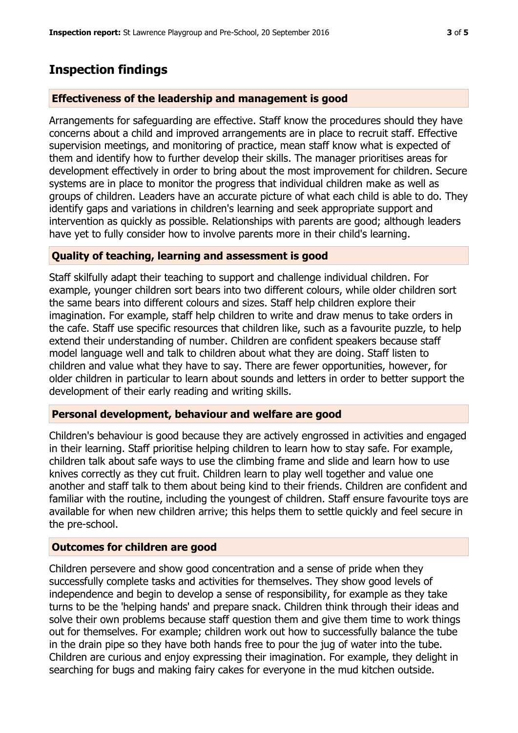## Inspection findings

### Effectiveness of the leadership and management is good

Arrangements for safeguarding are effective. Staff know the procedures should they have concerns about a child and improved arrangements are in place to recruit staff. Effective supervision meetings, and monitoring of practice, mean staff know what is expected of them and identify how to further develop their skills. The manager prioritises areas for development effectively in order to bring about the most improvement for children. Secure systems are in place to monitor the progress that individual children make as well as groups of children. Leaders have an accurate picture of what each child is able to do. They identify gaps and variations in children's learning and seek appropriate support and intervention as quickly as possible. Relationships with parents are good; although leaders have yet to fully consider how to involve parents more in their child's learning.

### Quality of teaching, learning and assessment is good

Staff skilfully adapt their teaching to support and challenge individual children. For example, younger children sort bears into two different colours, while older children sort the same bears into different colours and sizes. Staff help children explore their imagination. For example, staff help children to write and draw menus to take orders in the cafe. Staff use specific resources that children like, such as a favourite puzzle, to help extend their understanding of number. Children are confident speakers because staff model language well and talk to children about what they are doing. Staff listen to children and value what they have to say. There are fewer opportunities, however, for older children in particular to learn about sounds and letters in order to better support the development of their early reading and writing skills.

### Personal development, behaviour and welfare are good

Children's behaviour is good because they are actively engrossed in activities and engaged in their learning. Staff prioritise helping children to learn how to stay safe. For example, children talk about safe ways to use the climbing frame and slide and learn how to use knives correctly as they cut fruit. Children learn to play well together and value one another and staff talk to them about being kind to their friends. Children are confident and familiar with the routine, including the youngest of children. Staff ensure favourite toys are available for when new children arrive; this helps them to settle quickly and feel secure in the pre-school.

### Outcomes for children are good

Children persevere and show good concentration and a sense of pride when they successfully complete tasks and activities for themselves. They show good levels of independence and begin to develop a sense of responsibility, for example as they take turns to be the 'helping hands' and prepare snack. Children think through their ideas and solve their own problems because staff question them and give them time to work things out for themselves. For example; children work out how to successfully balance the tube in the drain pipe so they have both hands free to pour the jug of water into the tube. Children are curious and enjoy expressing their imagination. For example, they delight in searching for bugs and making fairy cakes for everyone in the mud kitchen outside.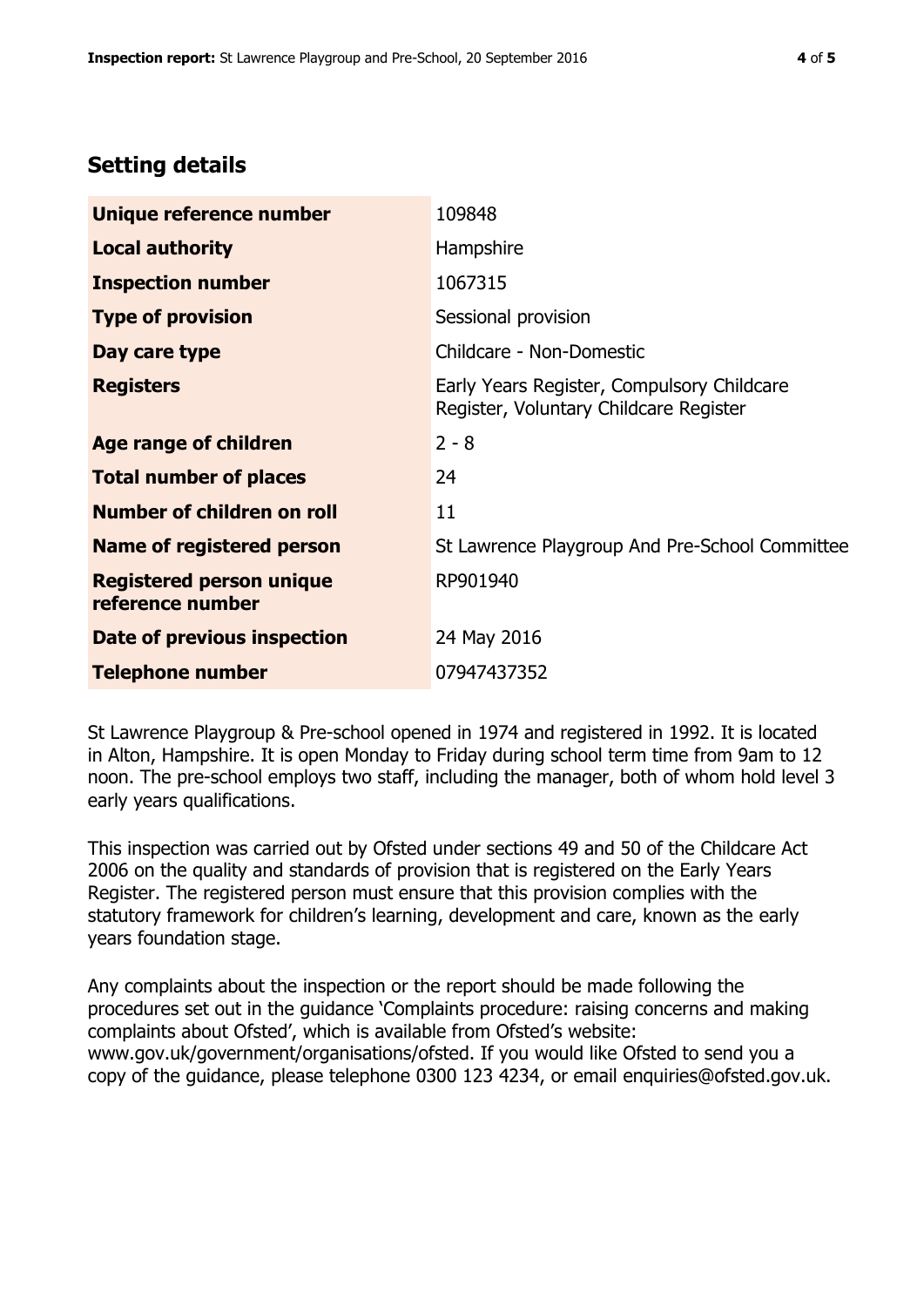## Setting details

| | |
|---|---|
| **Unique reference number** | 109848 |
| **Local authority** | Hampshire |
| **Inspection number** | 1067315 |
| **Type of provision** | Sessional provision |
| **Day care type** | Childcare - Non-Domestic |
| **Registers** | Early Years Register, Compulsory Childcare Register, Voluntary Childcare Register |
| **Age range of children** | 2 - 8 |
| **Total number of places** | 24 |
| **Number of children on roll** | 11 |
| **Name of registered person** | St Lawrence Playgroup And Pre-School Committee |
| **Registered person unique reference number** | RP901940 |
| **Date of previous inspection** | 24 May 2016 |
| **Telephone number** | 07947437352 |

St Lawrence Playgroup & Pre-school opened in 1974 and registered in 1992. It is located in Alton, Hampshire. It is open Monday to Friday during school term time from 9am to 12 noon. The pre-school employs two staff, including the manager, both of whom hold level 3 early years qualifications.

This inspection was carried out by Ofsted under sections 49 and 50 of the Childcare Act 2006 on the quality and standards of provision that is registered on the Early Years Register. The registered person must ensure that this provision complies with the statutory framework for children's learning, development and care, known as the early years foundation stage.

Any complaints about the inspection or the report should be made following the procedures set out in the guidance 'Complaints procedure: raising concerns and making complaints about Ofsted', which is available from Ofsted's website: www.gov.uk/government/organisations/ofsted. If you would like Ofsted to send you a copy of the guidance, please telephone 0300 123 4234, or email enquiries@ofsted.gov.uk.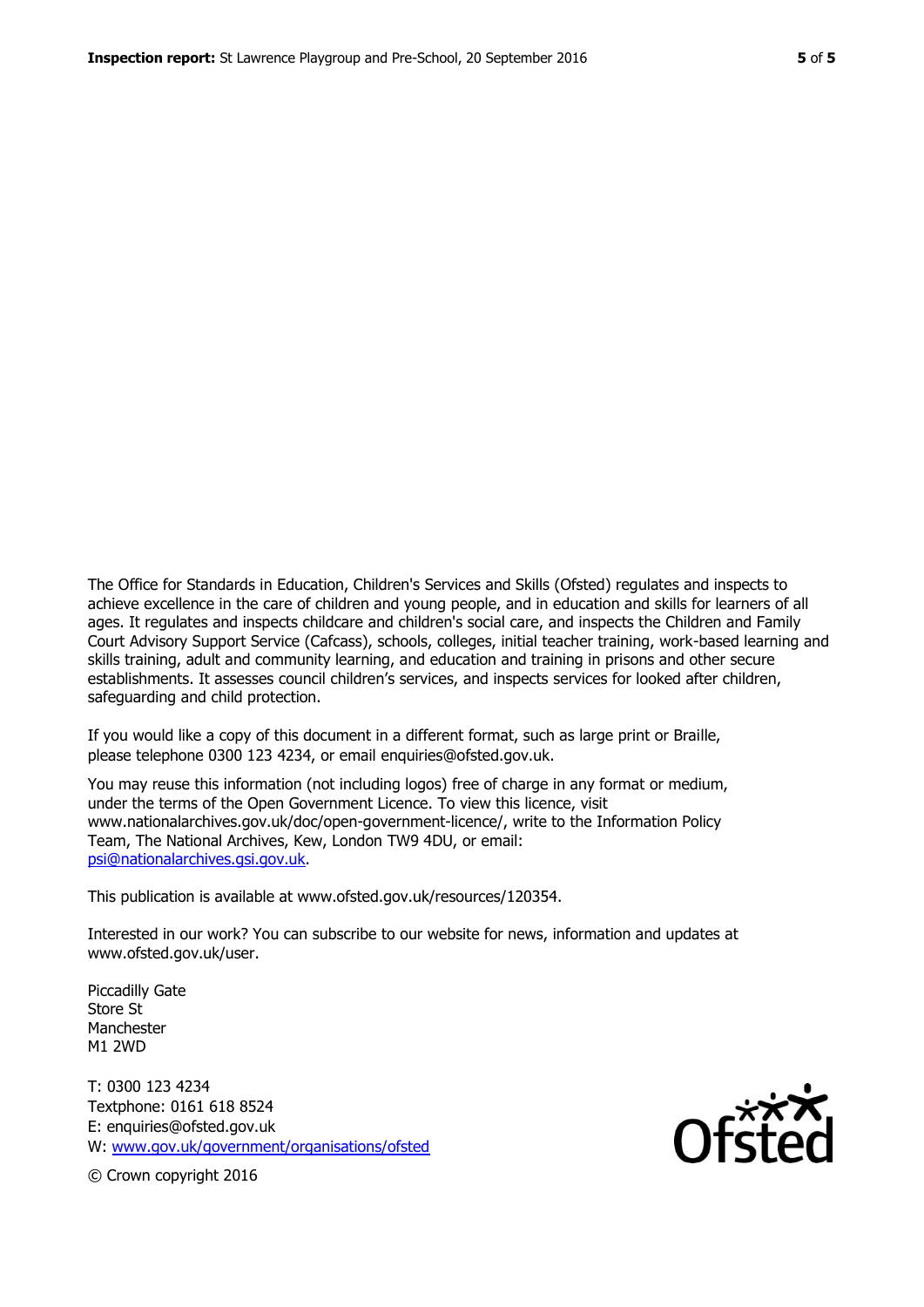The Office for Standards in Education, Children's Services and Skills (Ofsted) regulates and inspects to achieve excellence in the care of children and young people, and in education and skills for learners of all ages. It regulates and inspects childcare and children's social care, and inspects the Children and Family Court Advisory Support Service (Cafcass), schools, colleges, initial teacher training, work-based learning and skills training, adult and community learning, and education and training in prisons and other secure establishments. It assesses council children's services, and inspects services for looked after children, safeguarding and child protection.

If you would like a copy of this document in a different format, such as large print or Braille, please telephone 0300 123 4234, or email enquiries@ofsted.gov.uk.

You may reuse this information (not including logos) free of charge in any format or medium, under the terms of the Open Government Licence. To view this licence, visit www.nationalarchives.gov.uk/doc/open-government-licence/, write to the Information Policy Team, The National Archives, Kew, London TW9 4DU, or email: psi@nationalarchives.gsi.gov.uk.

This publication is available at www.ofsted.gov.uk/resources/120354.

Interested in our work? You can subscribe to our website for news, information and updates at www.ofsted.gov.uk/user.

Piccadilly Gate
Store St
Manchester
M1 2WD

T: 0300 123 4234
Textphone: 0161 618 8524
E: enquiries@ofsted.gov.uk
W: www.gov.uk/government/organisations/ofsted

© Crown copyright 2016